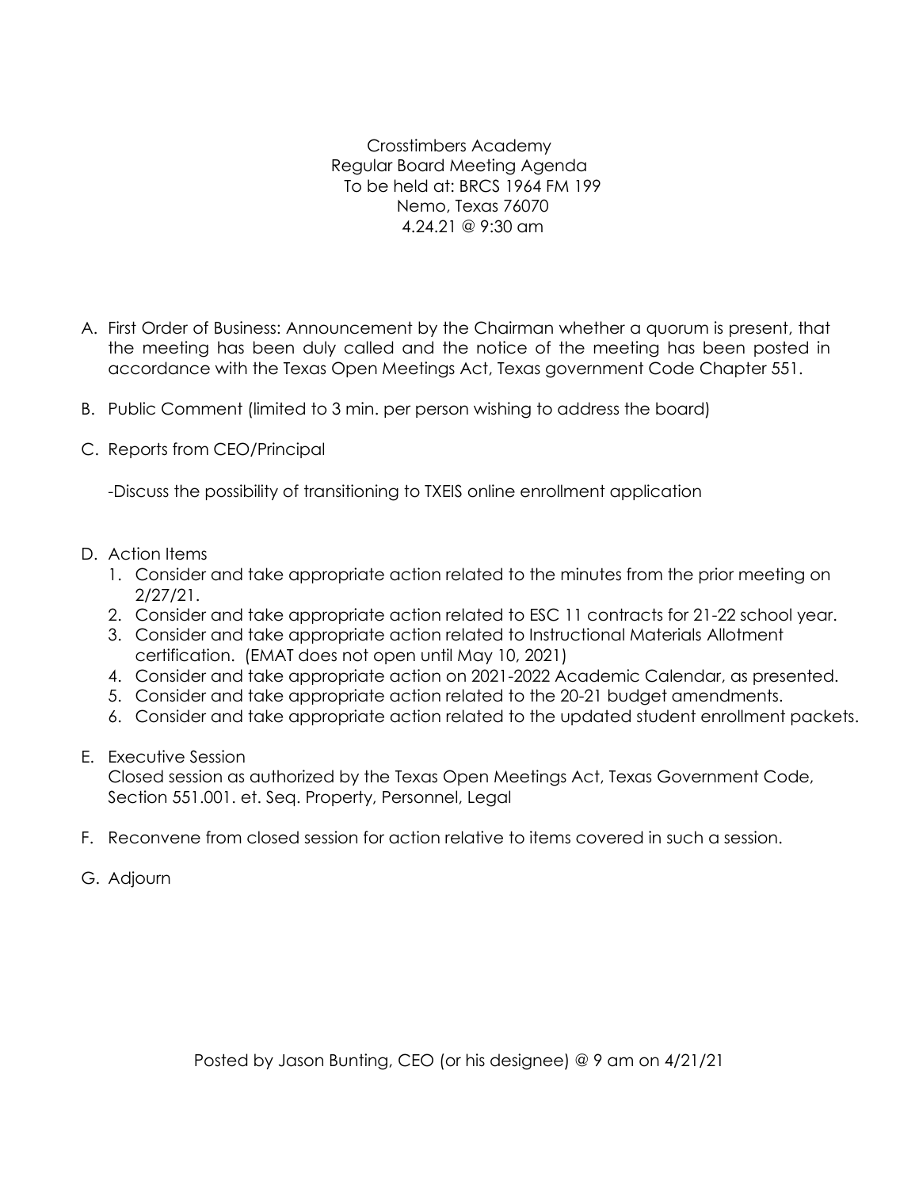Crosstimbers Academy
Regular Board Meeting Agenda
To be held at: BRCS 1964 FM 199
Nemo, Texas 76070
4.24.21 @ 9:30 am

A. First Order of Business: Announcement by the Chairman whether a quorum is present, that the meeting has been duly called and the notice of the meeting has been posted in accordance with the Texas Open Meetings Act, Texas government Code Chapter 551.

B. Public Comment (limited to 3 min. per person wishing to address the board)

C. Reports from CEO/Principal

   -Discuss the possibility of transitioning to TXEIS online enrollment application

D. Action Items
   1. Consider and take appropriate action related to the minutes from the prior meeting on 2/27/21.
   2. Consider and take appropriate action related to ESC 11 contracts for 21-22 school year.
   3. Consider and take appropriate action related to Instructional Materials Allotment certification. (EMAT does not open until May 10, 2021)
   4. Consider and take appropriate action on 2021-2022 Academic Calendar, as presented.
   5. Consider and take appropriate action related to the 20-21 budget amendments.
   6. Consider and take appropriate action related to the updated student enrollment packets.

E. Executive Session
   Closed session as authorized by the Texas Open Meetings Act, Texas Government Code, Section 551.001. et. Seq. Property, Personnel, Legal

F. Reconvene from closed session for action relative to items covered in such a session.

G. Adjourn

Posted by Jason Bunting, CEO (or his designee) @ 9 am on 4/21/21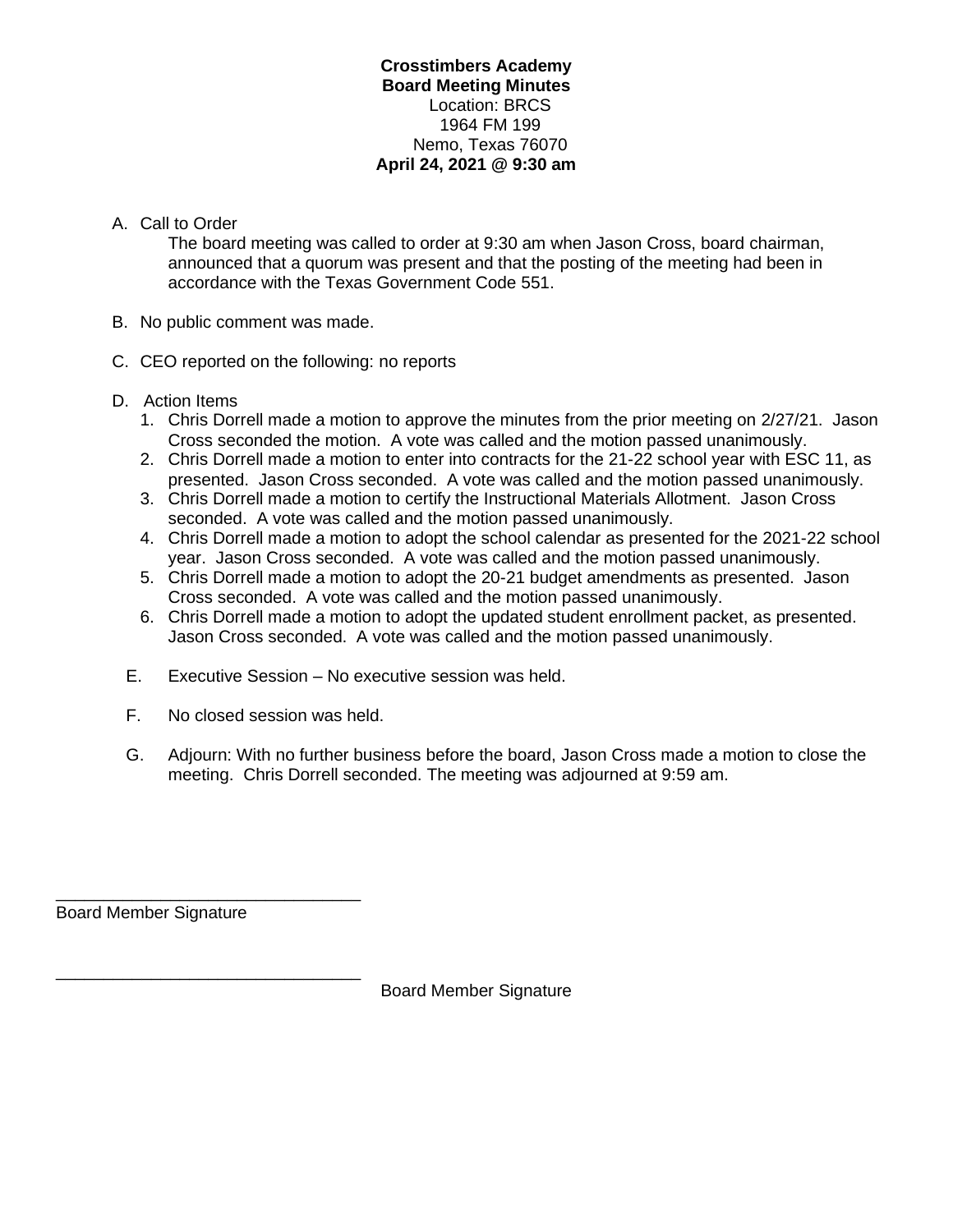**Crosstimbers Academy**
**Board Meeting Minutes**
Location: BRCS
1964 FM 199
Nemo, Texas 76070
**April 24, 2021 @ 9:30 am**

A. Call to Order
   The board meeting was called to order at 9:30 am when Jason Cross, board chairman, announced that a quorum was present and that the posting of the meeting had been in accordance with the Texas Government Code 551.

B. No public comment was made.

C. CEO reported on the following: no reports

D. Action Items
   1. Chris Dorrell made a motion to approve the minutes from the prior meeting on 2/27/21. Jason Cross seconded the motion. A vote was called and the motion passed unanimously.
   2. Chris Dorrell made a motion to enter into contracts for the 21-22 school year with ESC 11, as presented. Jason Cross seconded. A vote was called and the motion passed unanimously.
   3. Chris Dorrell made a motion to certify the Instructional Materials Allotment. Jason Cross seconded. A vote was called and the motion passed unanimously.
   4. Chris Dorrell made a motion to adopt the school calendar as presented for the 2021-22 school year. Jason Cross seconded. A vote was called and the motion passed unanimously.
   5. Chris Dorrell made a motion to adopt the 20-21 budget amendments as presented. Jason Cross seconded. A vote was called and the motion passed unanimously.
   6. Chris Dorrell made a motion to adopt the updated student enrollment packet, as presented. Jason Cross seconded. A vote was called and the motion passed unanimously.

E. Executive Session – No executive session was held.

F. No closed session was held.

G. Adjourn: With no further business before the board, Jason Cross made a motion to close the meeting. Chris Dorrell seconded. The meeting was adjourned at 9:59 am.

\_\_\_\_\_\_\_\_\_\_\_\_\_\_\_\_\_\_\_\_\_\_\_\_\_\_\_\_\_\_\_\_
Board Member Signature

\_\_\_\_\_\_\_\_\_\_\_\_\_\_\_\_\_\_\_\_\_\_\_\_\_\_\_\_\_\_\_\_
Board Member Signature